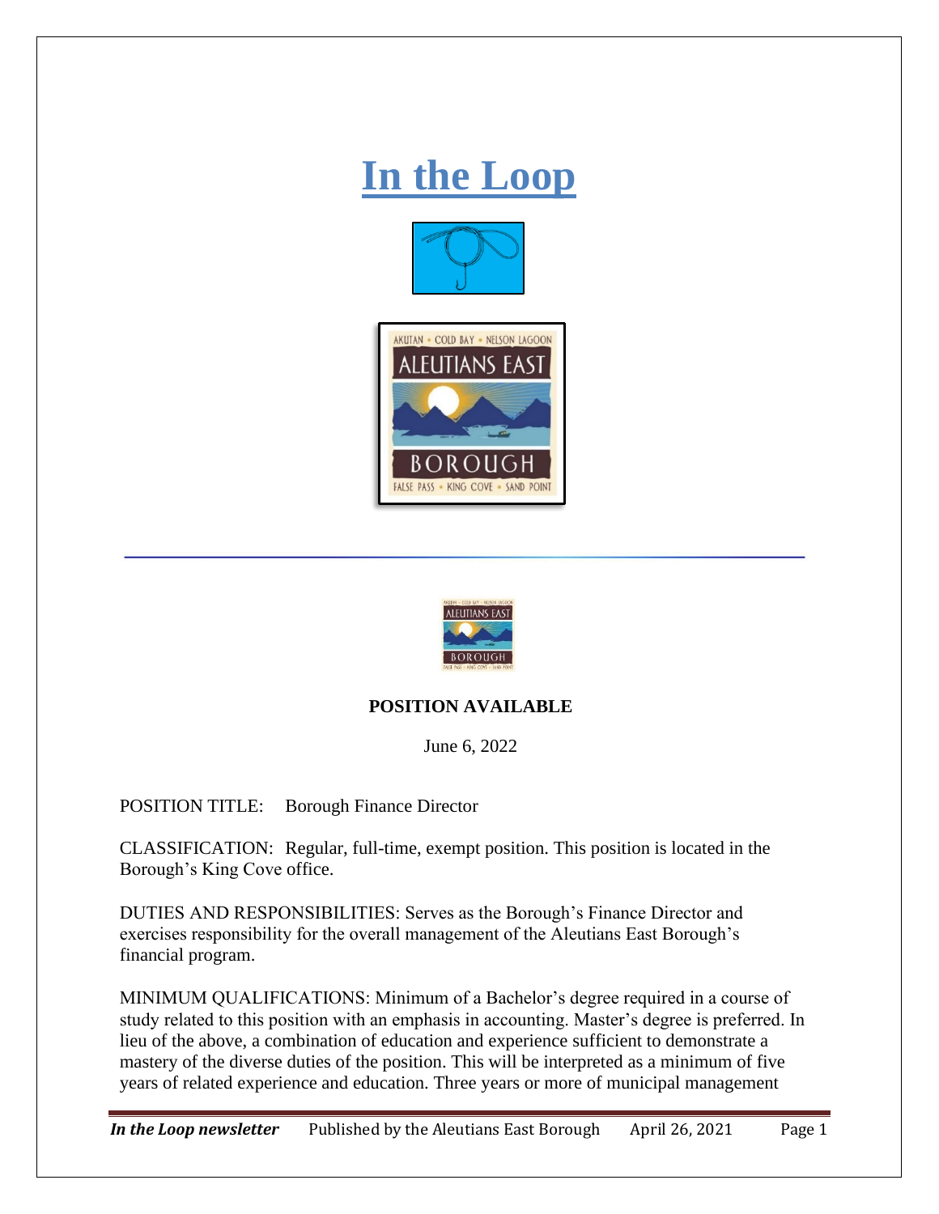# In the Loop

**POSITION AVAILABLE**

June 6, 2022

POSITION TITLE: Borough Finance Director

CLASSIFICATION: Regular, full-time, exempt position. This position is located in the Borough's King Cove office.

DUTIES AND RESPONSIBILITIES: Serves as the Borough's Finance Director and exercises responsibility for the overall management of the Aleutians East Borough's financial program.

MINIMUM QUALIFICATIONS: Minimum of a Bachelor's degree required in a course of study related to this position with an emphasis in accounting. Master's degree is preferred. In lieu of the above, a combination of education and experience sufficient to demonstrate a mastery of the diverse duties of the position. This will be interpreted as a minimum of five years of related experience and education. Three years or more of municipal management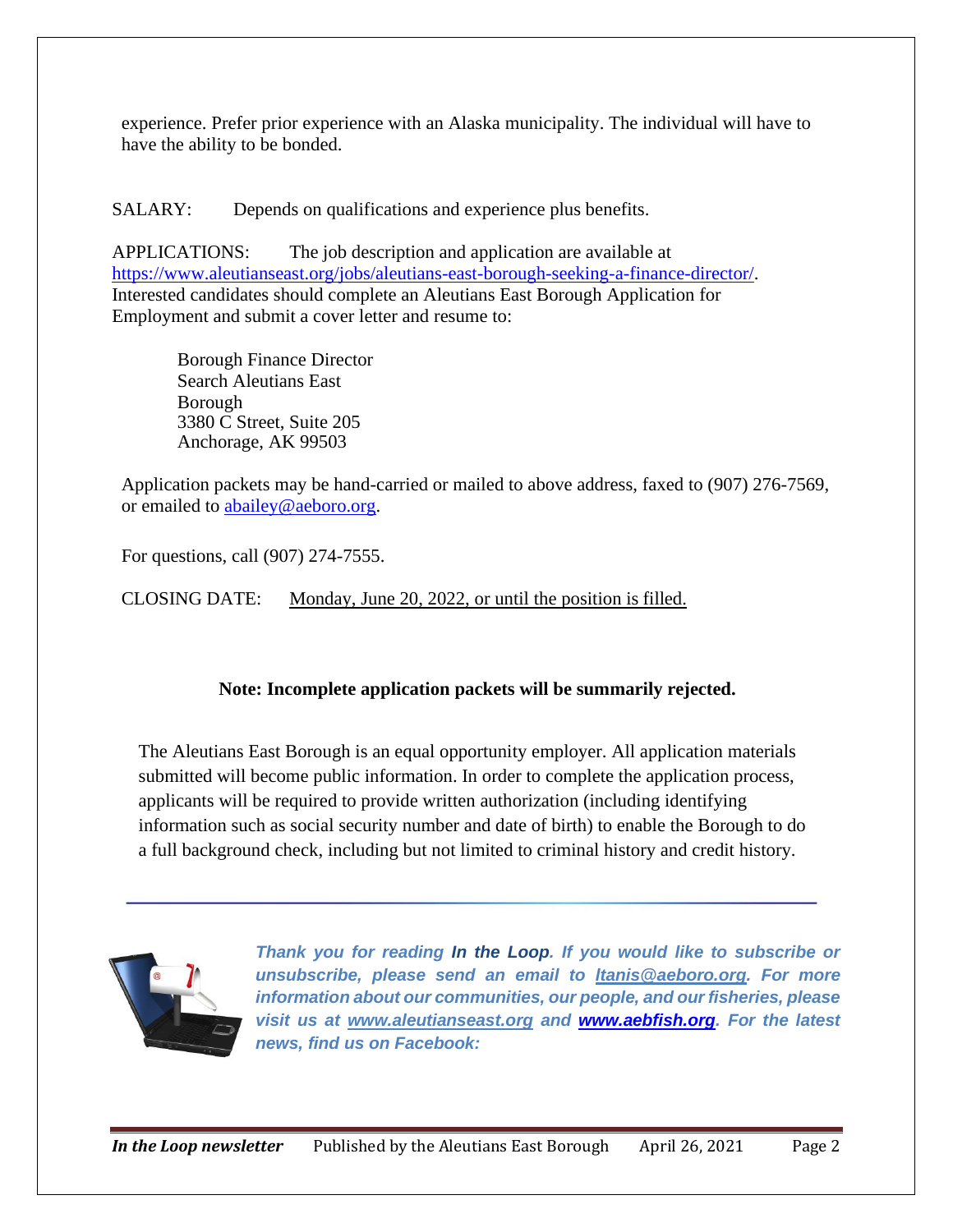experience. Prefer prior experience with an Alaska municipality. The individual will have to have the ability to be bonded.

SALARY: Depends on qualifications and experience plus benefits.

APPLICATIONS: The job description and application are available at https://www.aleutianseast.org/jobs/aleutians-east-borough-seeking-a-finance-director/. Interested candidates should complete an Aleutians East Borough Application for Employment and submit a cover letter and resume to:

Borough Finance Director
Search Aleutians East
Borough
3380 C Street, Suite 205
Anchorage, AK 99503

Application packets may be hand-carried or mailed to above address, faxed to (907) 276-7569, or emailed to abailey@aeboro.org.

For questions, call (907) 274-7555.

CLOSING DATE: Monday, June 20, 2022, or until the position is filled.

**Note: Incomplete application packets will be summarily rejected.**

The Aleutians East Borough is an equal opportunity employer. All application materials submitted will become public information. In order to complete the application process, applicants will be required to provide written authorization (including identifying information such as social security number and date of birth) to enable the Borough to do a full background check, including but not limited to criminal history and credit history.

---

***Thank you for reading In the Loop. If you would like to subscribe or unsubscribe, please send an email to ltanis@aeboro.org. For more information about our communities, our people, and our fisheries, please visit us at www.aleutianseast.org and www.aebfish.org. For the latest news, find us on Facebook:***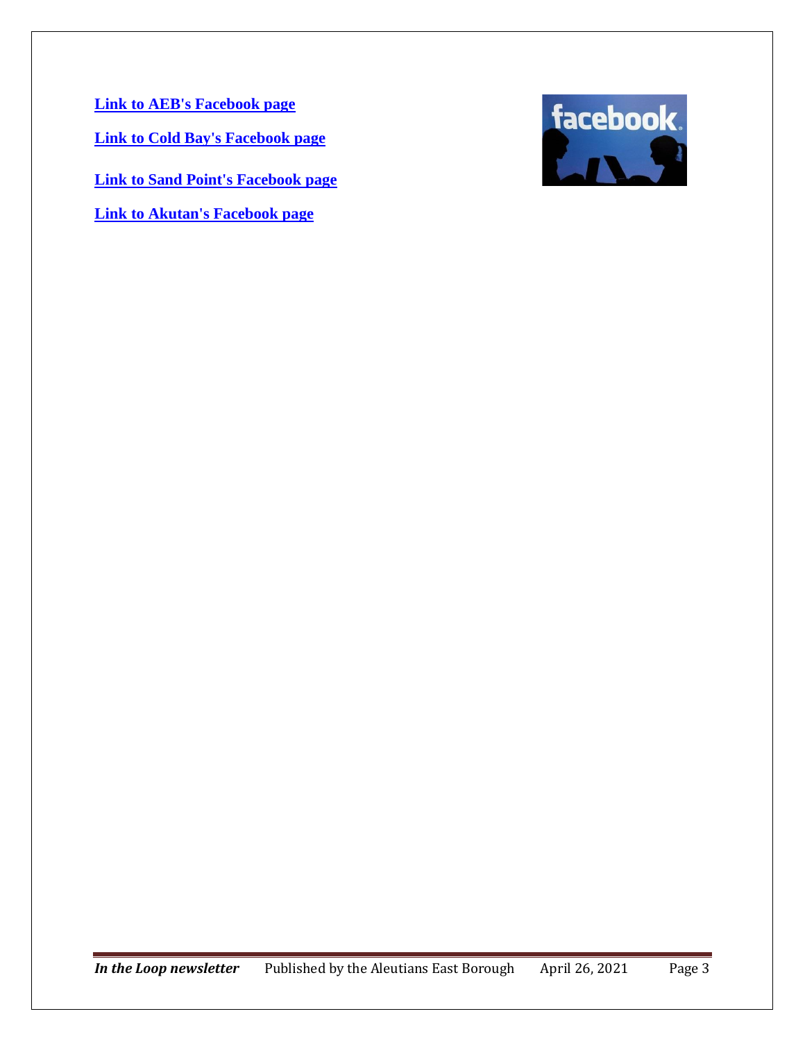**Link to AEB's Facebook page**

**Link to Cold Bay's Facebook page**

**Link to Sand Point's Facebook page**

**Link to Akutan's Facebook page**